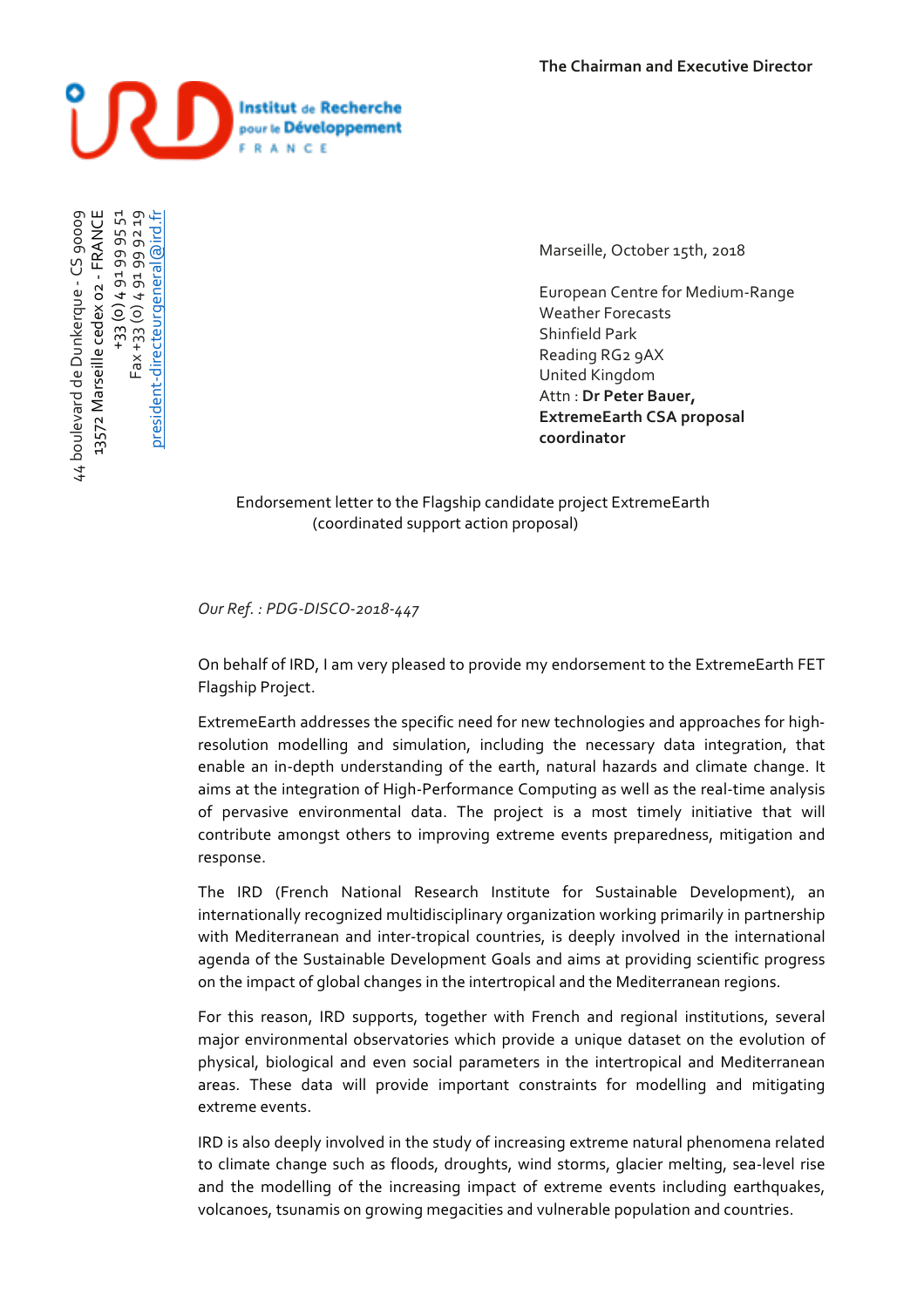The Chairman and Executive Director

Institut de Recherche pour le Développement FRANCE

44 boulevard de Dunkerque - CS 90009
13572 Marseille cedex 02 - FRANCE
+33 (0) 4 91 99 95 51
Fax +33 (0) 4 91 99 92 19
president-directeurgeneral@ird.fr

Marseille, October 15th, 2018

European Centre for Medium-Range Weather Forecasts
Shinfield Park
Reading RG2 9AX
United Kingdom
Attn : **Dr Peter Bauer, ExtremeEarth CSA proposal coordinator**

Endorsement letter to the Flagship candidate project ExtremeEarth (coordinated support action proposal)

*Our Ref. : PDG-DISCO-2018-447*

On behalf of IRD, I am very pleased to provide my endorsement to the ExtremeEarth FET Flagship Project.

ExtremeEarth addresses the specific need for new technologies and approaches for high-resolution modelling and simulation, including the necessary data integration, that enable an in-depth understanding of the earth, natural hazards and climate change. It aims at the integration of High-Performance Computing as well as the real-time analysis of pervasive environmental data. The project is a most timely initiative that will contribute amongst others to improving extreme events preparedness, mitigation and response.

The IRD (French National Research Institute for Sustainable Development), an internationally recognized multidisciplinary organization working primarily in partnership with Mediterranean and inter-tropical countries, is deeply involved in the international agenda of the Sustainable Development Goals and aims at providing scientific progress on the impact of global changes in the intertropical and the Mediterranean regions.

For this reason, IRD supports, together with French and regional institutions, several major environmental observatories which provide a unique dataset on the evolution of physical, biological and even social parameters in the intertropical and Mediterranean areas. These data will provide important constraints for modelling and mitigating extreme events.

IRD is also deeply involved in the study of increasing extreme natural phenomena related to climate change such as floods, droughts, wind storms, glacier melting, sea-level rise and the modelling of the increasing impact of extreme events including earthquakes, volcanoes, tsunamis on growing megacities and vulnerable population and countries.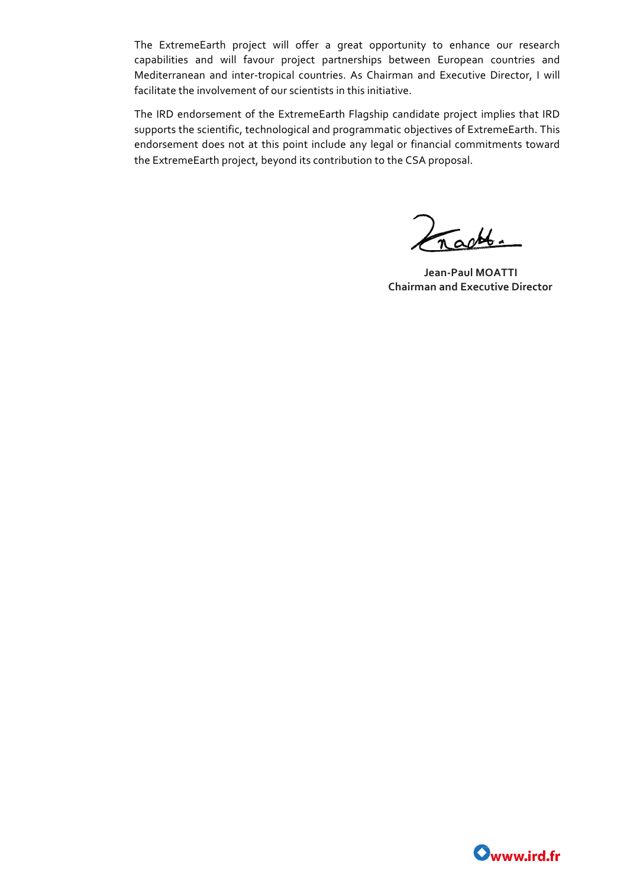The ExtremeEarth project will offer a great opportunity to enhance our research capabilities and will favour project partnerships between European countries and Mediterranean and inter-tropical countries. As Chairman and Executive Director, I will facilitate the involvement of our scientists in this initiative.

The IRD endorsement of the ExtremeEarth Flagship candidate project implies that IRD supports the scientific, technological and programmatic objectives of ExtremeEarth. This endorsement does not at this point include any legal or financial commitments toward the ExtremeEarth project, beyond its contribution to the CSA proposal.

**Jean-Paul MOATTI**
**Chairman and Executive Director**

www.ird.fr